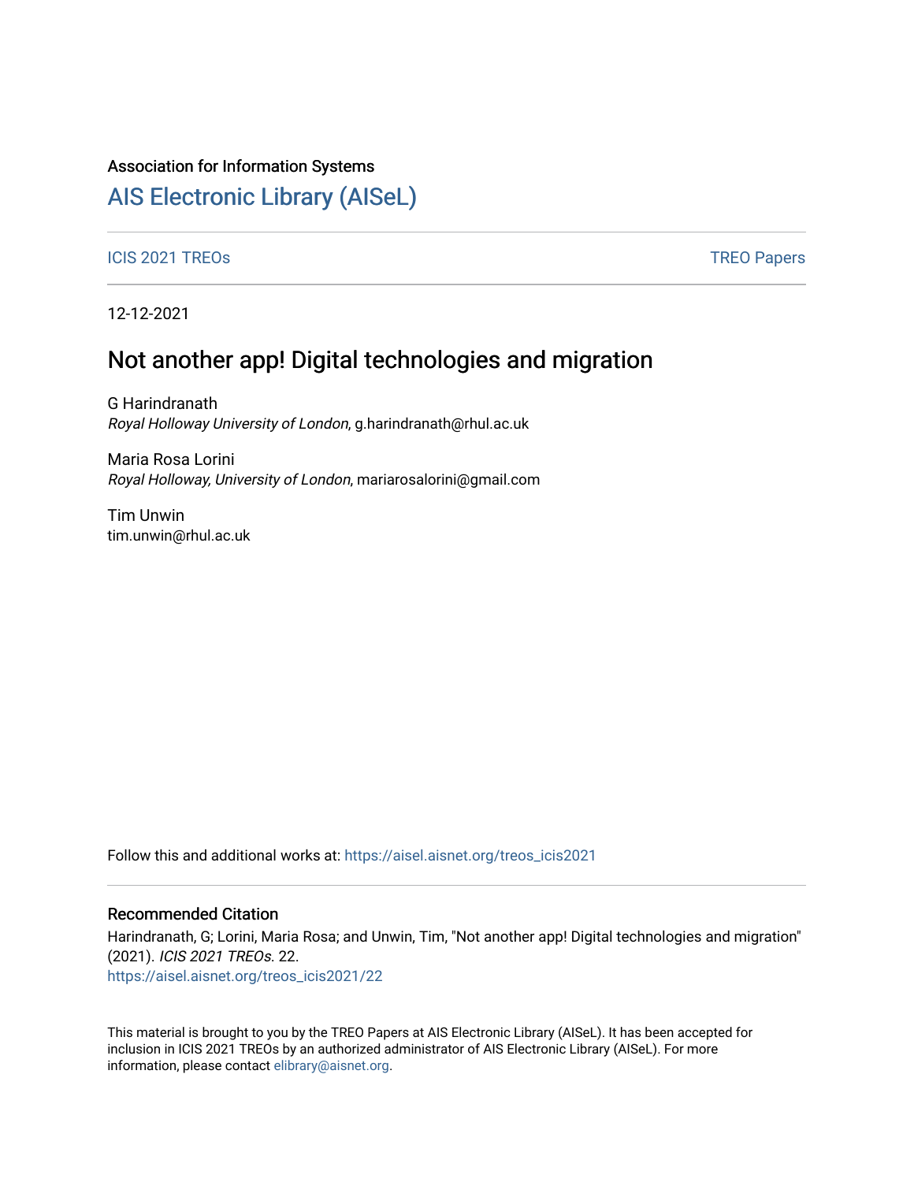Association for Information Systems

# [AIS Electronic Library (AISeL)](https://aisel.aisnet.org/)

[ICIS 2021 TREOs](https://aisel.aisnet.org/treos_icis2021) [TREO Papers](https://aisel.aisnet.org/treos)

12-12-2021

## Not another app! Digital technologies and migration

G Harindranath
*Royal Holloway University of London*, g.harindranath@rhul.ac.uk

Maria Rosa Lorini
*Royal Holloway, University of London*, mariarosalorini@gmail.com

Tim Unwin
tim.unwin@rhul.ac.uk

Follow this and additional works at: https://aisel.aisnet.org/treos_icis2021

### Recommended Citation

Harindranath, G; Lorini, Maria Rosa; and Unwin, Tim, "Not another app! Digital technologies and migration" (2021). *ICIS 2021 TREOs*. 22.
https://aisel.aisnet.org/treos_icis2021/22

This material is brought to you by the TREO Papers at AIS Electronic Library (AISeL). It has been accepted for inclusion in ICIS 2021 TREOs by an authorized administrator of AIS Electronic Library (AISeL). For more information, please contact elibrary@aisnet.org.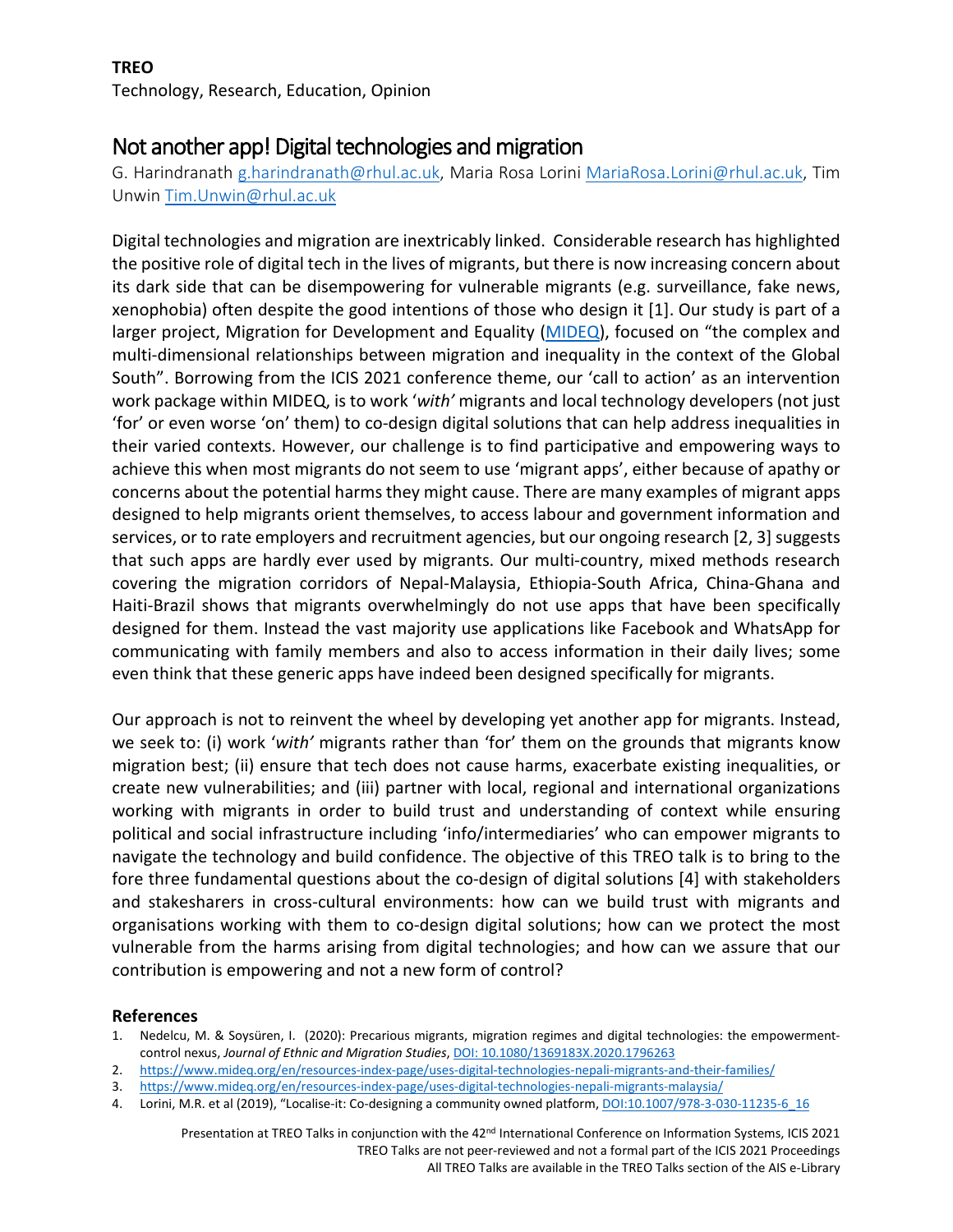**TREO**

Technology, Research, Education, Opinion

# Not another app! Digital technologies and migration

G. Harindranath g.harindranath@rhul.ac.uk, Maria Rosa Lorini MariaRosa.Lorini@rhul.ac.uk, Tim Unwin Tim.Unwin@rhul.ac.uk

Digital technologies and migration are inextricably linked. Considerable research has highlighted the positive role of digital tech in the lives of migrants, but there is now increasing concern about its dark side that can be disempowering for vulnerable migrants (e.g. surveillance, fake news, xenophobia) often despite the good intentions of those who design it [1]. Our study is part of a larger project, Migration for Development and Equality (MIDEQ), focused on "the complex and multi-dimensional relationships between migration and inequality in the context of the Global South". Borrowing from the ICIS 2021 conference theme, our 'call to action' as an intervention work package within MIDEQ, is to work '*with'* migrants and local technology developers (not just 'for' or even worse 'on' them) to co-design digital solutions that can help address inequalities in their varied contexts. However, our challenge is to find participative and empowering ways to achieve this when most migrants do not seem to use 'migrant apps', either because of apathy or concerns about the potential harms they might cause. There are many examples of migrant apps designed to help migrants orient themselves, to access labour and government information and services, or to rate employers and recruitment agencies, but our ongoing research [2, 3] suggests that such apps are hardly ever used by migrants. Our multi-country, mixed methods research covering the migration corridors of Nepal-Malaysia, Ethiopia-South Africa, China-Ghana and Haiti-Brazil shows that migrants overwhelmingly do not use apps that have been specifically designed for them. Instead the vast majority use applications like Facebook and WhatsApp for communicating with family members and also to access information in their daily lives; some even think that these generic apps have indeed been designed specifically for migrants.

Our approach is not to reinvent the wheel by developing yet another app for migrants. Instead, we seek to: (i) work '*with'* migrants rather than 'for' them on the grounds that migrants know migration best; (ii) ensure that tech does not cause harms, exacerbate existing inequalities, or create new vulnerabilities; and (iii) partner with local, regional and international organizations working with migrants in order to build trust and understanding of context while ensuring political and social infrastructure including 'info/intermediaries' who can empower migrants to navigate the technology and build confidence. The objective of this TREO talk is to bring to the fore three fundamental questions about the co-design of digital solutions [4] with stakeholders and stakesharers in cross-cultural environments: how can we build trust with migrants and organisations working with them to co-design digital solutions; how can we protect the most vulnerable from the harms arising from digital technologies; and how can we assure that our contribution is empowering and not a new form of control?

**References**

1. Nedelcu, M. & Soysüren, I. (2020): Precarious migrants, migration regimes and digital technologies: the empowerment-control nexus, *Journal of Ethnic and Migration Studies*, DOI: 10.1080/1369183X.2020.1796263
2. https://www.mideq.org/en/resources-index-page/uses-digital-technologies-nepali-migrants-and-their-families/
3. https://www.mideq.org/en/resources-index-page/uses-digital-technologies-nepali-migrants-malaysia/
4. Lorini, M.R. et al (2019), "Localise-it: Co-designing a community owned platform, DOI:10.1007/978-3-030-11235-6_16

Presentation at TREO Talks in conjunction with the 42nd International Conference on Information Systems, ICIS 2021
TREO Talks are not peer-reviewed and not a formal part of the ICIS 2021 Proceedings
All TREO Talks are available in the TREO Talks section of the AIS e-Library